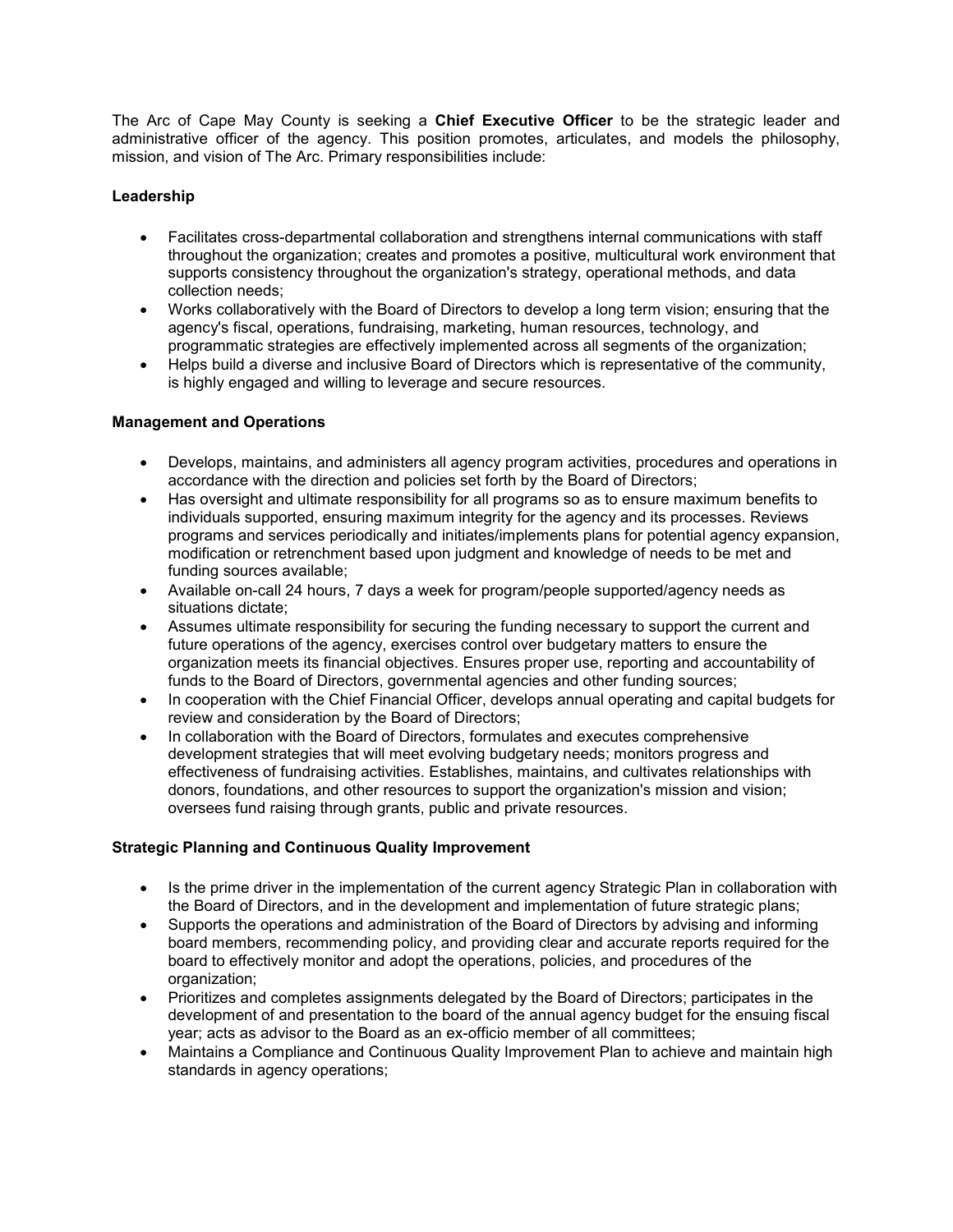The Arc of Cape May County is seeking a **Chief Executive Officer** to be the strategic leader and administrative officer of the agency. This position promotes, articulates, and models the philosophy, mission, and vision of The Arc. Primary responsibilities include:

**Leadership**

- Facilitates cross-departmental collaboration and strengthens internal communications with staff throughout the organization; creates and promotes a positive, multicultural work environment that supports consistency throughout the organization's strategy, operational methods, and data collection needs;
- Works collaboratively with the Board of Directors to develop a long term vision; ensuring that the agency's fiscal, operations, fundraising, marketing, human resources, technology, and programmatic strategies are effectively implemented across all segments of the organization;
- Helps build a diverse and inclusive Board of Directors which is representative of the community, is highly engaged and willing to leverage and secure resources.

**Management and Operations**

- Develops, maintains, and administers all agency program activities, procedures and operations in accordance with the direction and policies set forth by the Board of Directors;
- Has oversight and ultimate responsibility for all programs so as to ensure maximum benefits to individuals supported, ensuring maximum integrity for the agency and its processes. Reviews programs and services periodically and initiates/implements plans for potential agency expansion, modification or retrenchment based upon judgment and knowledge of needs to be met and funding sources available;
- Available on-call 24 hours, 7 days a week for program/people supported/agency needs as situations dictate;
- Assumes ultimate responsibility for securing the funding necessary to support the current and future operations of the agency, exercises control over budgetary matters to ensure the organization meets its financial objectives. Ensures proper use, reporting and accountability of funds to the Board of Directors, governmental agencies and other funding sources;
- In cooperation with the Chief Financial Officer, develops annual operating and capital budgets for review and consideration by the Board of Directors;
- In collaboration with the Board of Directors, formulates and executes comprehensive development strategies that will meet evolving budgetary needs; monitors progress and effectiveness of fundraising activities. Establishes, maintains, and cultivates relationships with donors, foundations, and other resources to support the organization's mission and vision; oversees fund raising through grants, public and private resources.

**Strategic Planning and Continuous Quality Improvement**

- Is the prime driver in the implementation of the current agency Strategic Plan in collaboration with the Board of Directors, and in the development and implementation of future strategic plans;
- Supports the operations and administration of the Board of Directors by advising and informing board members, recommending policy, and providing clear and accurate reports required for the board to effectively monitor and adopt the operations, policies, and procedures of the organization;
- Prioritizes and completes assignments delegated by the Board of Directors; participates in the development of and presentation to the board of the annual agency budget for the ensuing fiscal year; acts as advisor to the Board as an ex-officio member of all committees;
- Maintains a Compliance and Continuous Quality Improvement Plan to achieve and maintain high standards in agency operations;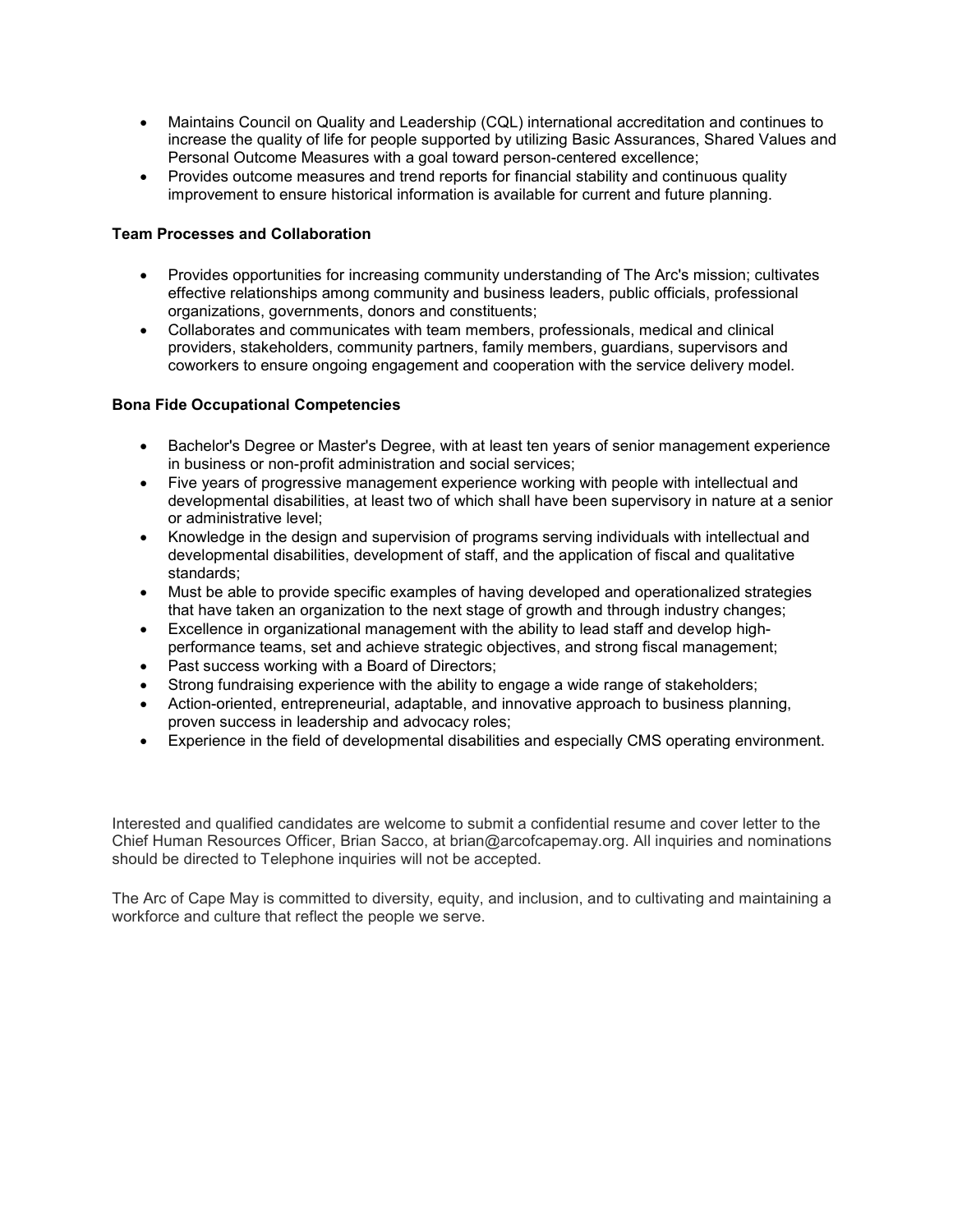- Maintains Council on Quality and Leadership (CQL) international accreditation and continues to increase the quality of life for people supported by utilizing Basic Assurances, Shared Values and Personal Outcome Measures with a goal toward person-centered excellence;
- Provides outcome measures and trend reports for financial stability and continuous quality improvement to ensure historical information is available for current and future planning.

**Team Processes and Collaboration**

- Provides opportunities for increasing community understanding of The Arc's mission; cultivates effective relationships among community and business leaders, public officials, professional organizations, governments, donors and constituents;
- Collaborates and communicates with team members, professionals, medical and clinical providers, stakeholders, community partners, family members, guardians, supervisors and coworkers to ensure ongoing engagement and cooperation with the service delivery model.

**Bona Fide Occupational Competencies**

- Bachelor's Degree or Master's Degree, with at least ten years of senior management experience in business or non-profit administration and social services;
- Five years of progressive management experience working with people with intellectual and developmental disabilities, at least two of which shall have been supervisory in nature at a senior or administrative level;
- Knowledge in the design and supervision of programs serving individuals with intellectual and developmental disabilities, development of staff, and the application of fiscal and qualitative standards;
- Must be able to provide specific examples of having developed and operationalized strategies that have taken an organization to the next stage of growth and through industry changes;
- Excellence in organizational management with the ability to lead staff and develop high-performance teams, set and achieve strategic objectives, and strong fiscal management;
- Past success working with a Board of Directors;
- Strong fundraising experience with the ability to engage a wide range of stakeholders;
- Action-oriented, entrepreneurial, adaptable, and innovative approach to business planning, proven success in leadership and advocacy roles;
- Experience in the field of developmental disabilities and especially CMS operating environment.

Interested and qualified candidates are welcome to submit a confidential resume and cover letter to the Chief Human Resources Officer, Brian Sacco, at brian@arcofcapemay.org. All inquiries and nominations should be directed to Telephone inquiries will not be accepted.

The Arc of Cape May is committed to diversity, equity, and inclusion, and to cultivating and maintaining a workforce and culture that reflect the people we serve.